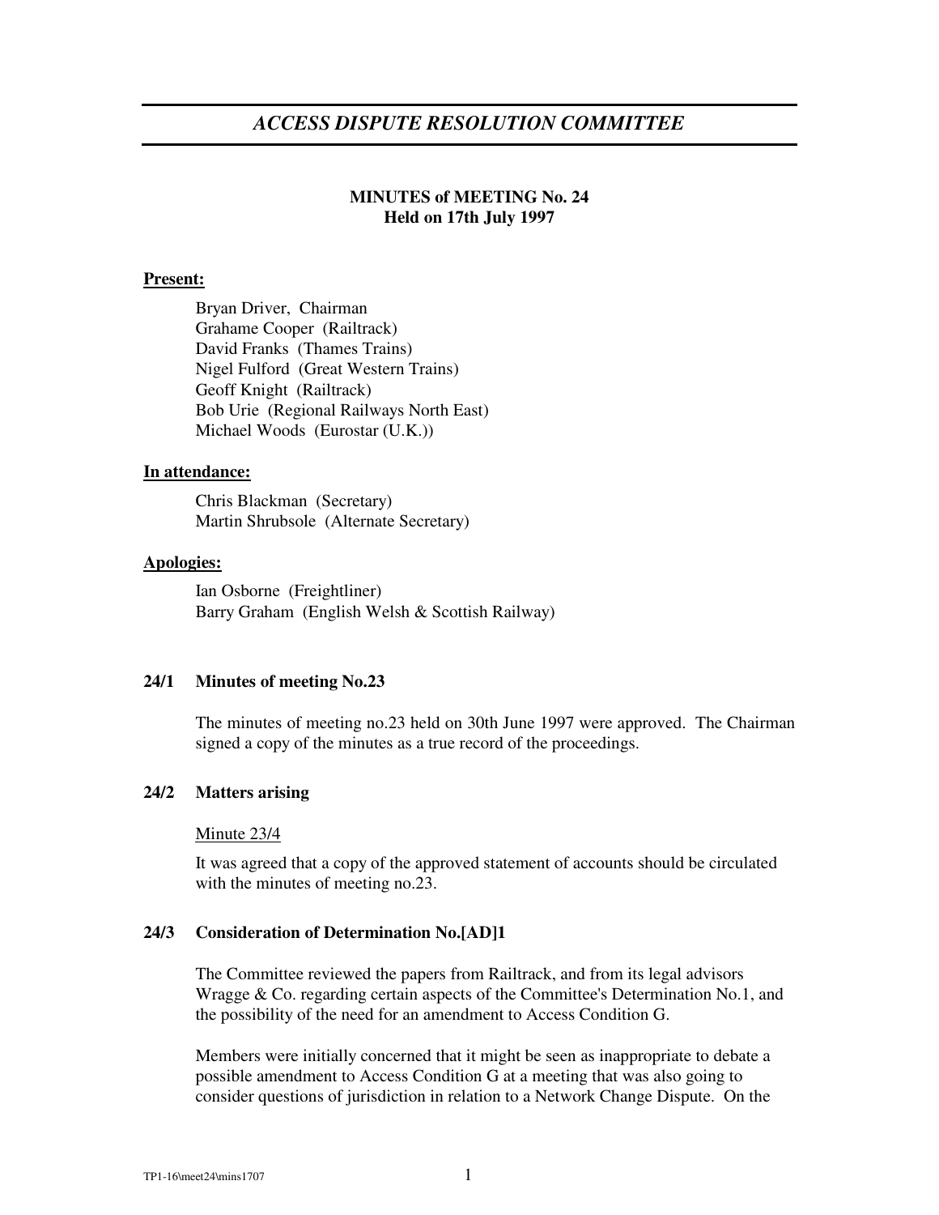# *ACCESS DISPUTE RESOLUTION COMMITTEE*

**MINUTES of MEETING No. 24**
**Held on 17th July 1997**

**Present:**

Bryan Driver, Chairman
Grahame Cooper (Railtrack)
David Franks (Thames Trains)
Nigel Fulford (Great Western Trains)
Geoff Knight (Railtrack)
Bob Urie (Regional Railways North East)
Michael Woods (Eurostar (U.K.))

**In attendance:**

Chris Blackman (Secretary)
Martin Shrubsole (Alternate Secretary)

**Apologies:**

Ian Osborne (Freightliner)
Barry Graham (English Welsh & Scottish Railway)

**24/1 Minutes of meeting No.23**

The minutes of meeting no.23 held on 30th June 1997 were approved. The Chairman signed a copy of the minutes as a true record of the proceedings.

**24/2 Matters arising**

Minute 23/4

It was agreed that a copy of the approved statement of accounts should be circulated with the minutes of meeting no.23.

**24/3 Consideration of Determination No.[AD]1**

The Committee reviewed the papers from Railtrack, and from its legal advisors Wragge & Co. regarding certain aspects of the Committee's Determination No.1, and the possibility of the need for an amendment to Access Condition G.

Members were initially concerned that it might be seen as inappropriate to debate a possible amendment to Access Condition G at a meeting that was also going to consider questions of jurisdiction in relation to a Network Change Dispute. On the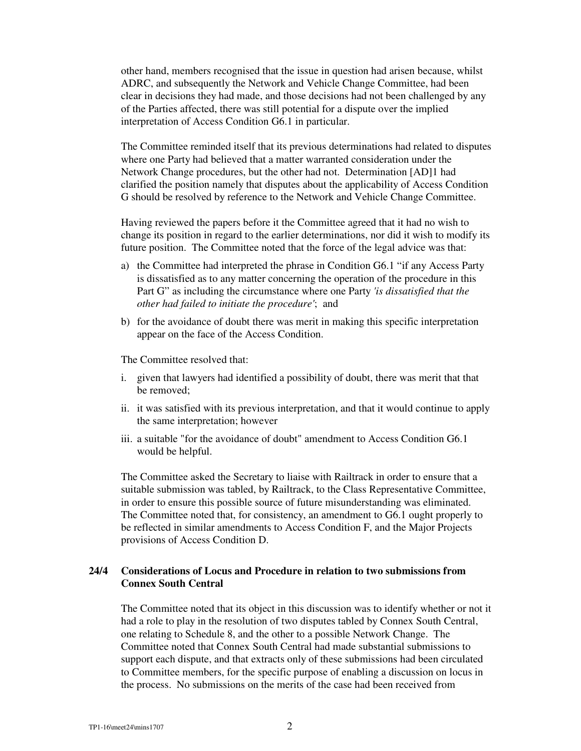other hand, members recognised that the issue in question had arisen because, whilst ADRC, and subsequently the Network and Vehicle Change Committee, had been clear in decisions they had made, and those decisions had not been challenged by any of the Parties affected, there was still potential for a dispute over the implied interpretation of Access Condition G6.1 in particular.

The Committee reminded itself that its previous determinations had related to disputes where one Party had believed that a matter warranted consideration under the Network Change procedures, but the other had not. Determination [AD]1 had clarified the position namely that disputes about the applicability of Access Condition G should be resolved by reference to the Network and Vehicle Change Committee.

Having reviewed the papers before it the Committee agreed that it had no wish to change its position in regard to the earlier determinations, nor did it wish to modify its future position. The Committee noted that the force of the legal advice was that:

a) the Committee had interpreted the phrase in Condition G6.1 "if any Access Party is dissatisfied as to any matter concerning the operation of the procedure in this Part G" as including the circumstance where one Party *'is dissatisfied that the other had failed to initiate the procedure'*; and
b) for the avoidance of doubt there was merit in making this specific interpretation appear on the face of the Access Condition.

The Committee resolved that:

i. given that lawyers had identified a possibility of doubt, there was merit that that be removed;
ii. it was satisfied with its previous interpretation, and that it would continue to apply the same interpretation; however
iii. a suitable "for the avoidance of doubt" amendment to Access Condition G6.1 would be helpful.

The Committee asked the Secretary to liaise with Railtrack in order to ensure that a suitable submission was tabled, by Railtrack, to the Class Representative Committee, in order to ensure this possible source of future misunderstanding was eliminated. The Committee noted that, for consistency, an amendment to G6.1 ought properly to be reflected in similar amendments to Access Condition F, and the Major Projects provisions of Access Condition D.

### 24/4 Considerations of Locus and Procedure in relation to two submissions from Connex South Central

The Committee noted that its object in this discussion was to identify whether or not it had a role to play in the resolution of two disputes tabled by Connex South Central, one relating to Schedule 8, and the other to a possible Network Change. The Committee noted that Connex South Central had made substantial submissions to support each dispute, and that extracts only of these submissions had been circulated to Committee members, for the specific purpose of enabling a discussion on locus in the process. No submissions on the merits of the case had been received from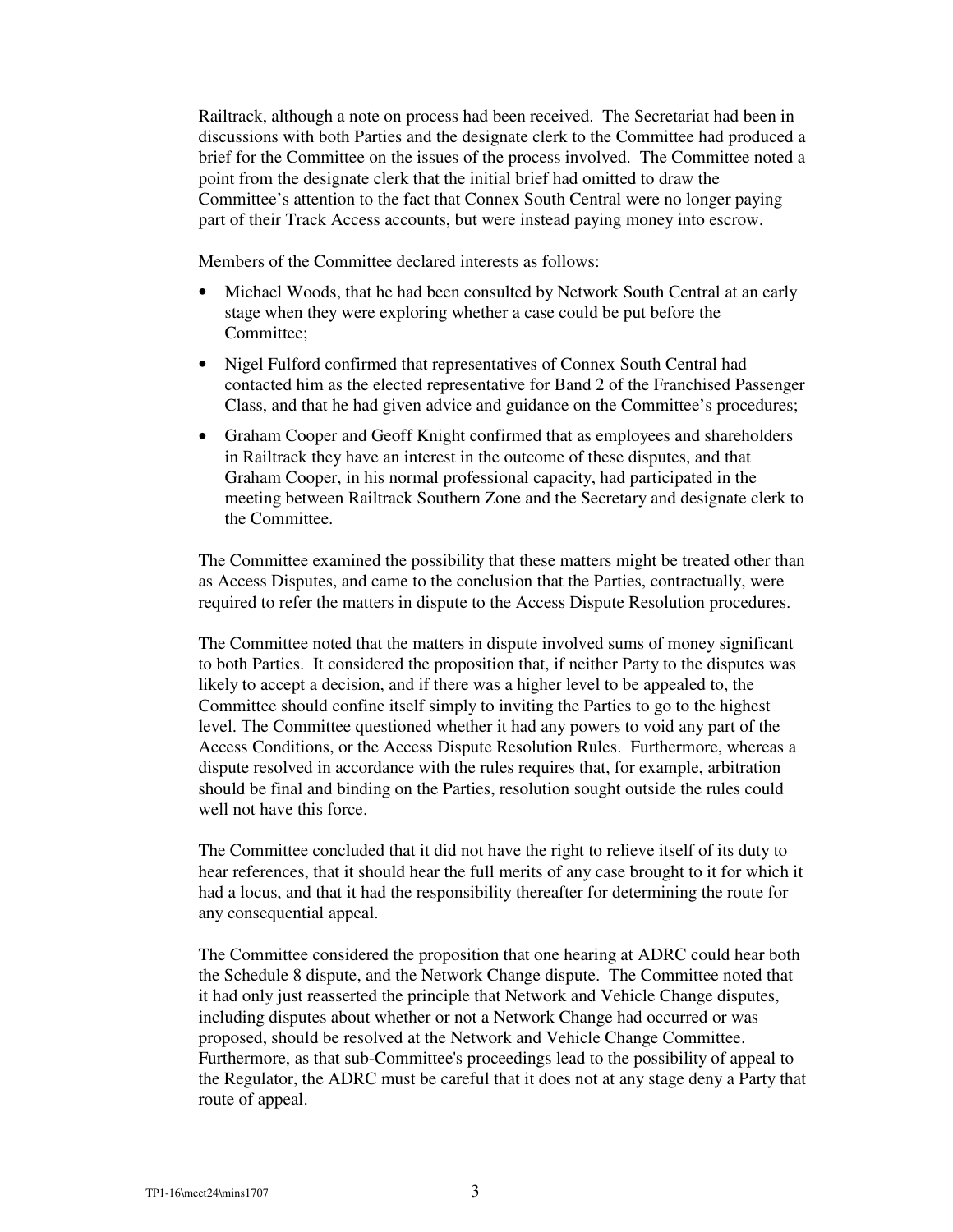Railtrack, although a note on process had been received. The Secretariat had been in discussions with both Parties and the designate clerk to the Committee had produced a brief for the Committee on the issues of the process involved. The Committee noted a point from the designate clerk that the initial brief had omitted to draw the Committee's attention to the fact that Connex South Central were no longer paying part of their Track Access accounts, but were instead paying money into escrow.

Members of the Committee declared interests as follows:

- Michael Woods, that he had been consulted by Network South Central at an early stage when they were exploring whether a case could be put before the Committee;
- Nigel Fulford confirmed that representatives of Connex South Central had contacted him as the elected representative for Band 2 of the Franchised Passenger Class, and that he had given advice and guidance on the Committee's procedures;
- Graham Cooper and Geoff Knight confirmed that as employees and shareholders in Railtrack they have an interest in the outcome of these disputes, and that Graham Cooper, in his normal professional capacity, had participated in the meeting between Railtrack Southern Zone and the Secretary and designate clerk to the Committee.

The Committee examined the possibility that these matters might be treated other than as Access Disputes, and came to the conclusion that the Parties, contractually, were required to refer the matters in dispute to the Access Dispute Resolution procedures.

The Committee noted that the matters in dispute involved sums of money significant to both Parties. It considered the proposition that, if neither Party to the disputes was likely to accept a decision, and if there was a higher level to be appealed to, the Committee should confine itself simply to inviting the Parties to go to the highest level. The Committee questioned whether it had any powers to void any part of the Access Conditions, or the Access Dispute Resolution Rules. Furthermore, whereas a dispute resolved in accordance with the rules requires that, for example, arbitration should be final and binding on the Parties, resolution sought outside the rules could well not have this force.

The Committee concluded that it did not have the right to relieve itself of its duty to hear references, that it should hear the full merits of any case brought to it for which it had a locus, and that it had the responsibility thereafter for determining the route for any consequential appeal.

The Committee considered the proposition that one hearing at ADRC could hear both the Schedule 8 dispute, and the Network Change dispute. The Committee noted that it had only just reasserted the principle that Network and Vehicle Change disputes, including disputes about whether or not a Network Change had occurred or was proposed, should be resolved at the Network and Vehicle Change Committee. Furthermore, as that sub-Committee's proceedings lead to the possibility of appeal to the Regulator, the ADRC must be careful that it does not at any stage deny a Party that route of appeal.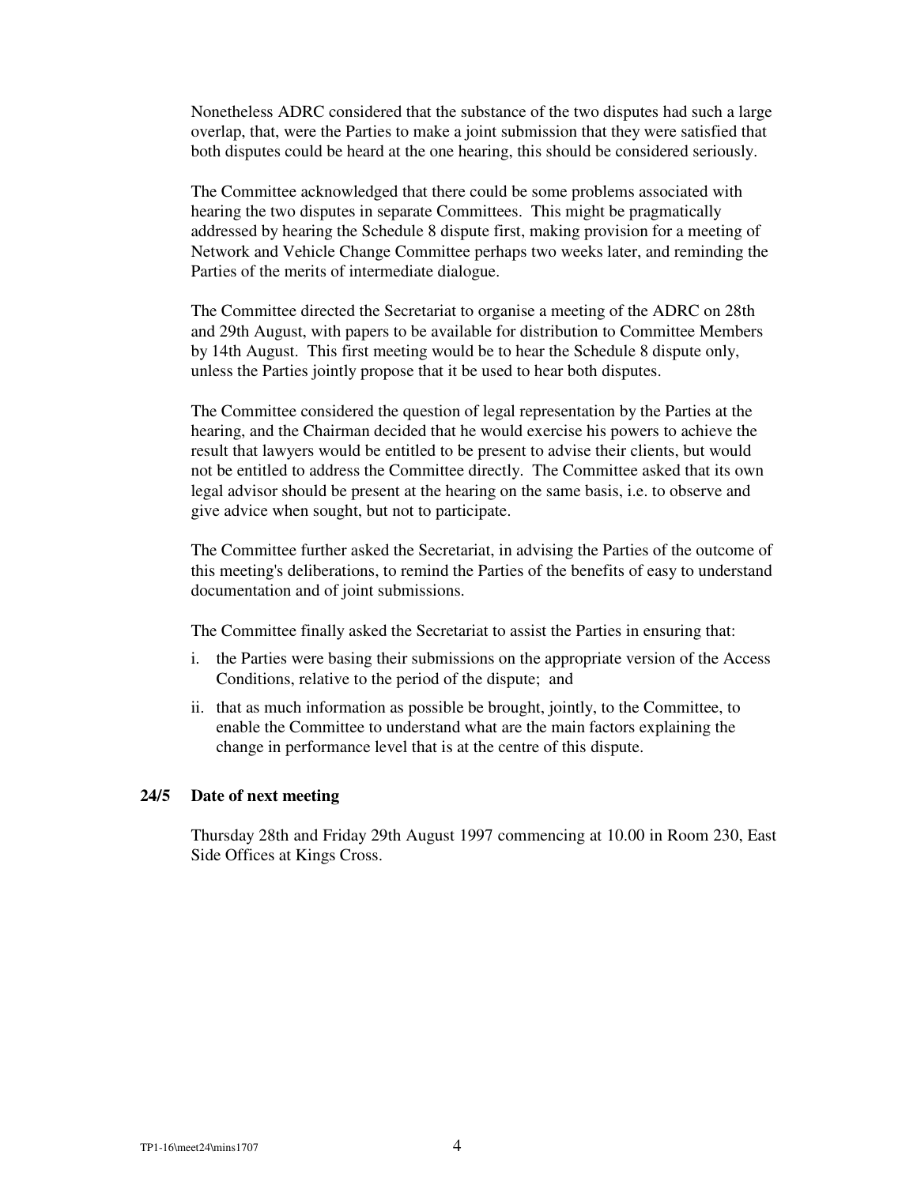Nonetheless ADRC considered that the substance of the two disputes had such a large overlap, that, were the Parties to make a joint submission that they were satisfied that both disputes could be heard at the one hearing, this should be considered seriously.

The Committee acknowledged that there could be some problems associated with hearing the two disputes in separate Committees. This might be pragmatically addressed by hearing the Schedule 8 dispute first, making provision for a meeting of Network and Vehicle Change Committee perhaps two weeks later, and reminding the Parties of the merits of intermediate dialogue.

The Committee directed the Secretariat to organise a meeting of the ADRC on 28th and 29th August, with papers to be available for distribution to Committee Members by 14th August. This first meeting would be to hear the Schedule 8 dispute only, unless the Parties jointly propose that it be used to hear both disputes.

The Committee considered the question of legal representation by the Parties at the hearing, and the Chairman decided that he would exercise his powers to achieve the result that lawyers would be entitled to be present to advise their clients, but would not be entitled to address the Committee directly. The Committee asked that its own legal advisor should be present at the hearing on the same basis, i.e. to observe and give advice when sought, but not to participate.

The Committee further asked the Secretariat, in advising the Parties of the outcome of this meeting's deliberations, to remind the Parties of the benefits of easy to understand documentation and of joint submissions.

The Committee finally asked the Secretariat to assist the Parties in ensuring that:

i. the Parties were basing their submissions on the appropriate version of the Access Conditions, relative to the period of the dispute; and

ii. that as much information as possible be brought, jointly, to the Committee, to enable the Committee to understand what are the main factors explaining the change in performance level that is at the centre of this dispute.

**24/5 Date of next meeting**

Thursday 28th and Friday 29th August 1997 commencing at 10.00 in Room 230, East Side Offices at Kings Cross.